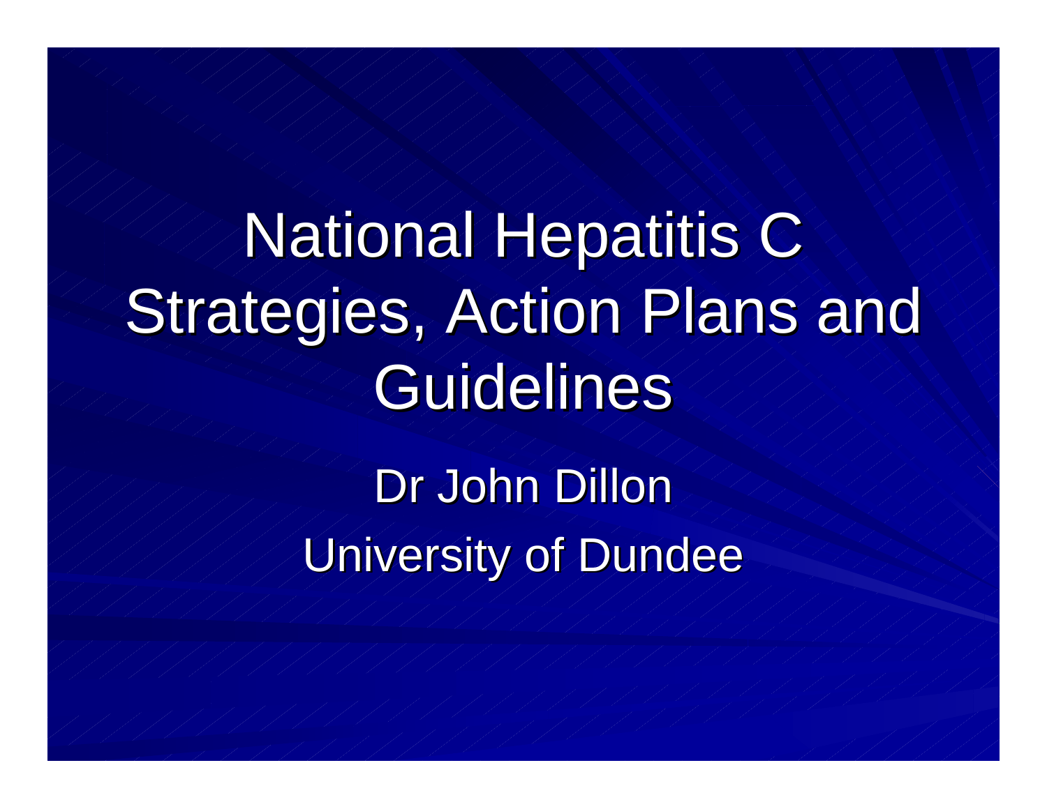# National Hepatitis C Strategies, Action Plans and Guidelines

Dr John Dillon

University of Dundee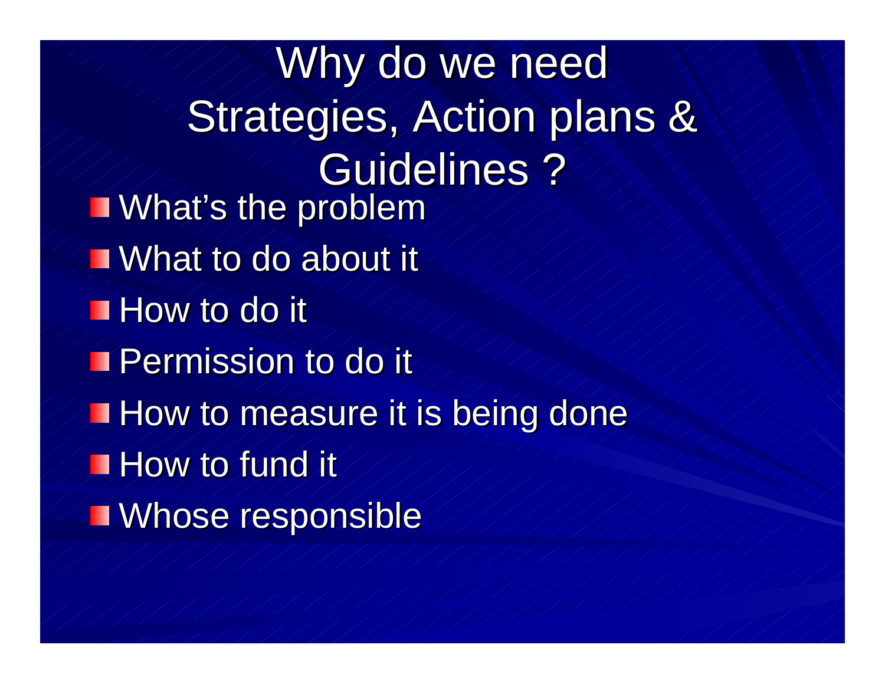# Why do we need Strategies, Action plans & Guidelines ?

- What's the problem
- What to do about it
- How to do it
- Permission to do it
- How to measure it is being done
- How to fund it
- Whose responsible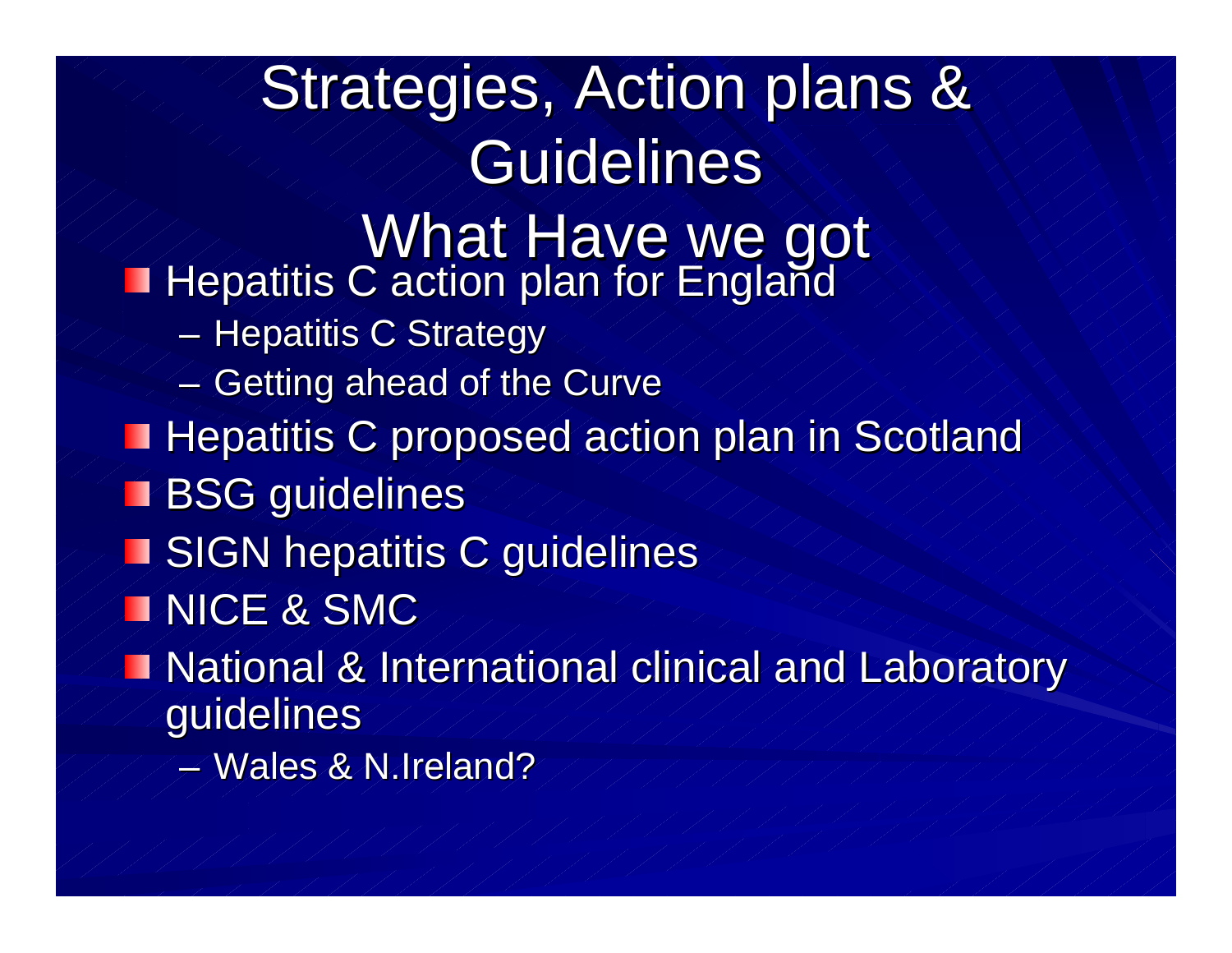# Strategies, Action plans & Guidelines
# What Have we got

- Hepatitis C action plan for England
  - Hepatitis C Strategy
  - Getting ahead of the Curve
- Hepatitis C proposed action plan in Scotland
- BSG guidelines
- SIGN hepatitis C guidelines
- NICE & SMC
- National & International clinical and Laboratory guidelines
  - Wales & N.Ireland?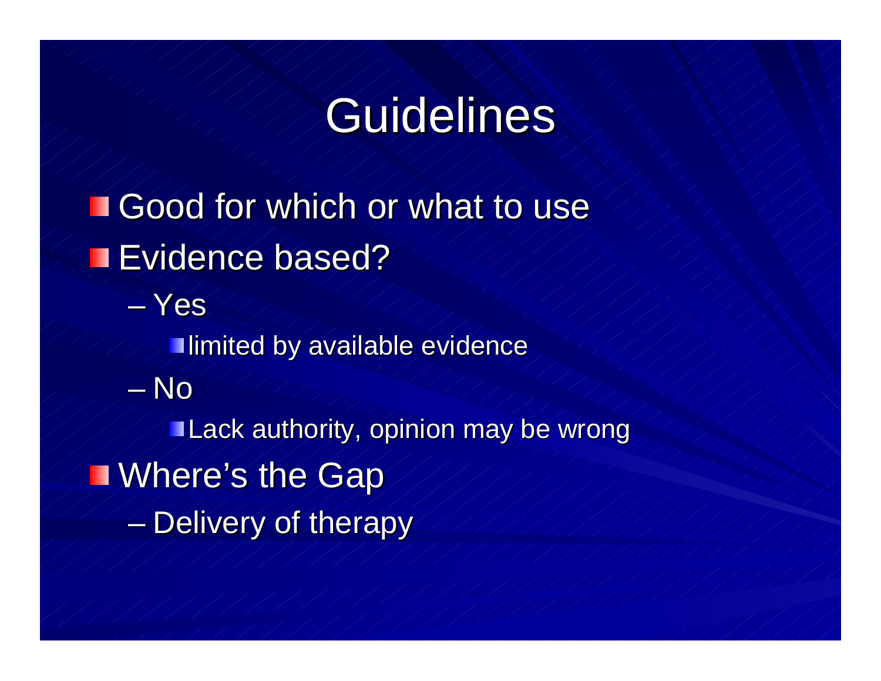# Guidelines

- Good for which or what to use
- Evidence based?
  - Yes
    - limited by available evidence
  - No
    - Lack authority, opinion may be wrong
- Where's the Gap
  - Delivery of therapy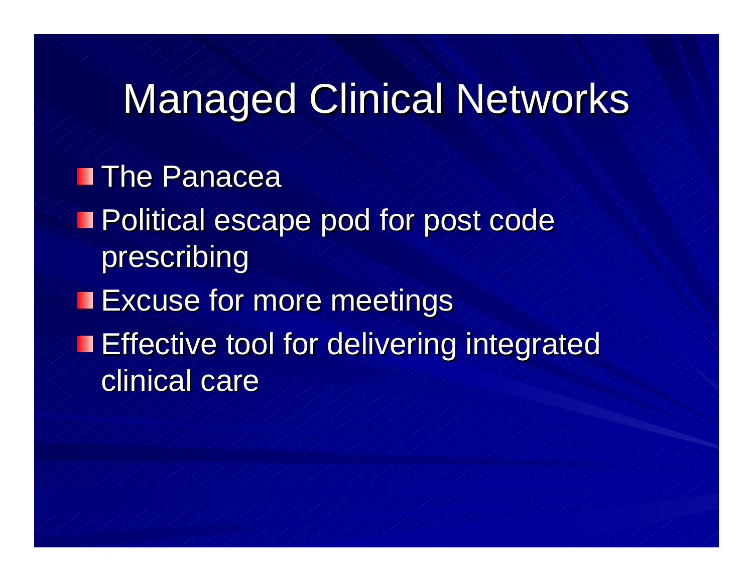# Managed Clinical Networks

- The Panacea
- Political escape pod for post code prescribing
- Excuse for more meetings
- Effective tool for delivering integrated clinical care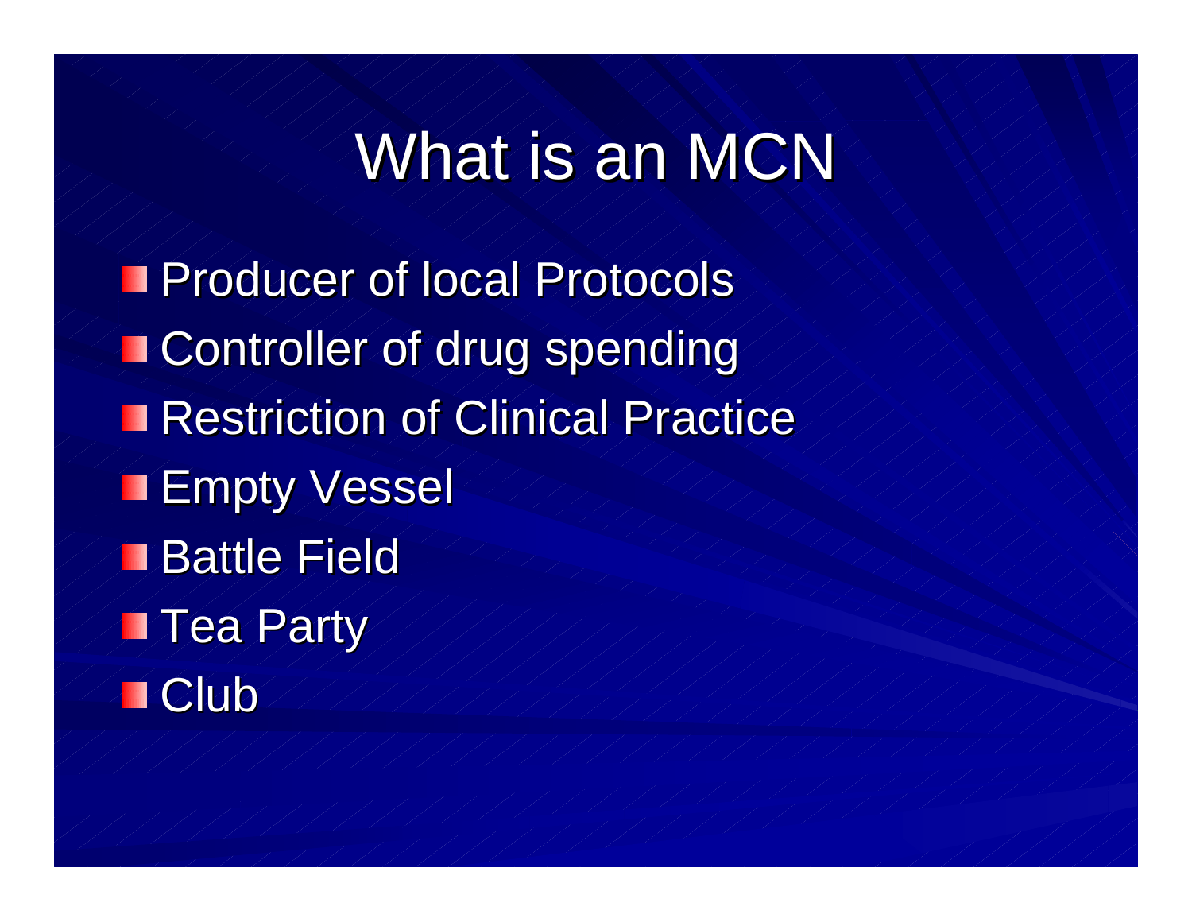# What is an MCN

- Producer of local Protocols
- Controller of drug spending
- Restriction of Clinical Practice
- Empty Vessel
- Battle Field
- Tea Party
- Club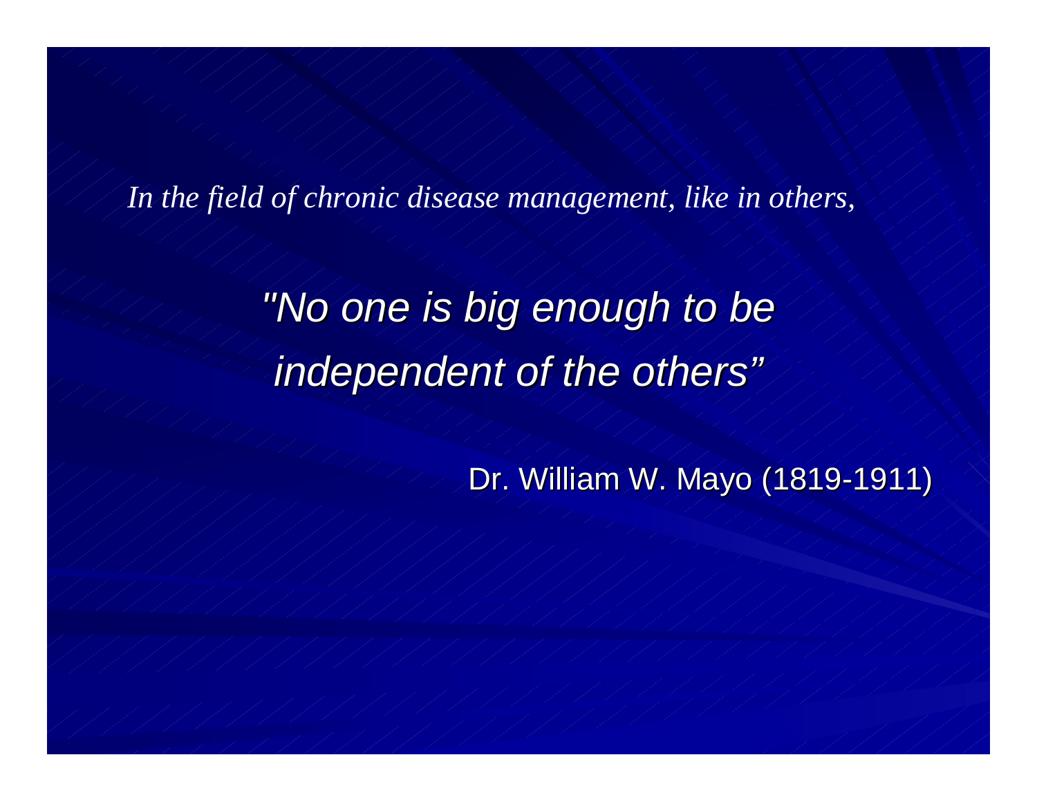*In the field of chronic disease management, like in others,*

*"No one is big enough to be independent of the others"*

Dr. William W. Mayo (1819-1911)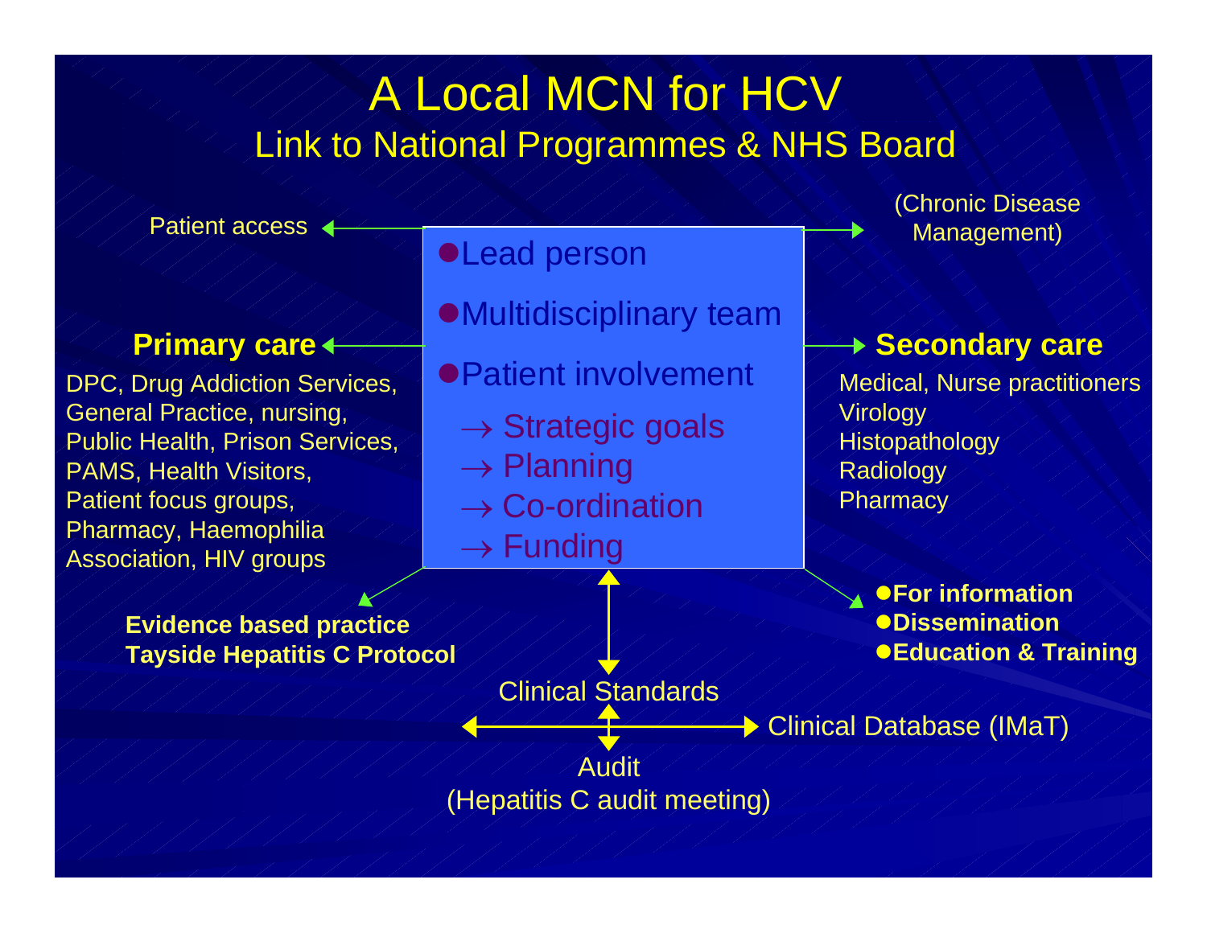# A Local MCN for HCV

## Link to National Programmes & NHS Board

Patient access

(Chronic Disease Management)

- Lead person
- Multidisciplinary team
- Patient involvement
  - → Strategic goals
  - → Planning
  - → Co-ordination
  - → Funding

**Primary care**

DPC, Drug Addiction Services, General Practice, nursing, Public Health, Prison Services, PAMS, Health Visitors, Patient focus groups, Pharmacy, Haemophilia Association, HIV groups

**Secondary care**

Medical, Nurse practitioners
Virology
Histopathology
Radiology
Pharmacy

**Evidence based practice**
**Tayside Hepatitis C Protocol**

- **For information**
- **Dissemination**
- **Education & Training**

Clinical Standards

Clinical Database (IMaT)

Audit
(Hepatitis C audit meeting)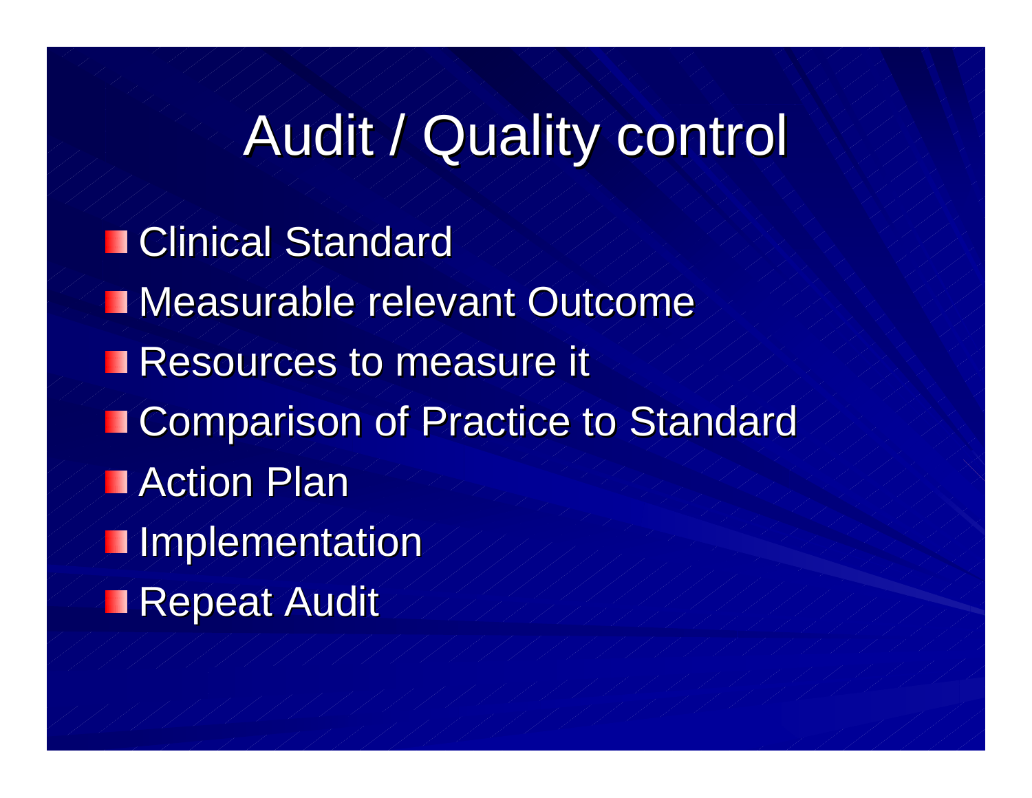# Audit / Quality control

- Clinical Standard
- Measurable relevant Outcome
- Resources to measure it
- Comparison of Practice to Standard
- Action Plan
- Implementation
- Repeat Audit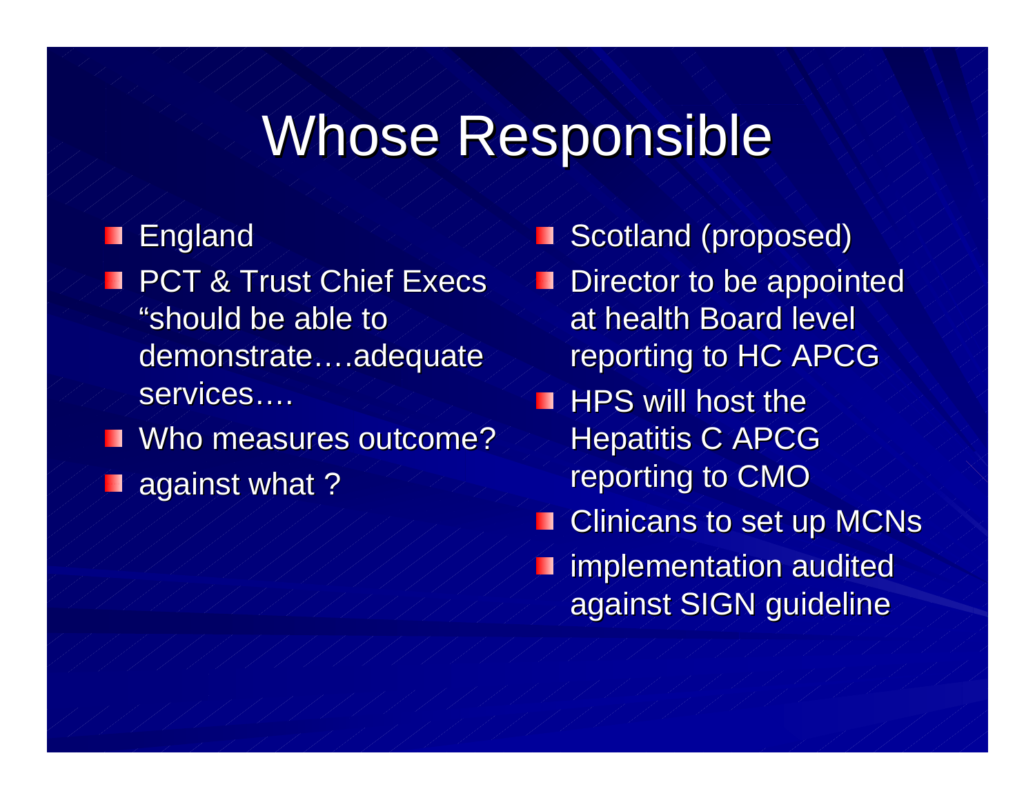# Whose Responsible

- England
- PCT & Trust Chief Execs "should be able to demonstrate….adequate services….
- Who measures outcome?
- against what ?

- Scotland (proposed)
- Director to be appointed at health Board level reporting to HC APCG
- HPS will host the Hepatitis C APCG reporting to CMO
- Clinicans to set up MCNs
- implementation audited against SIGN guideline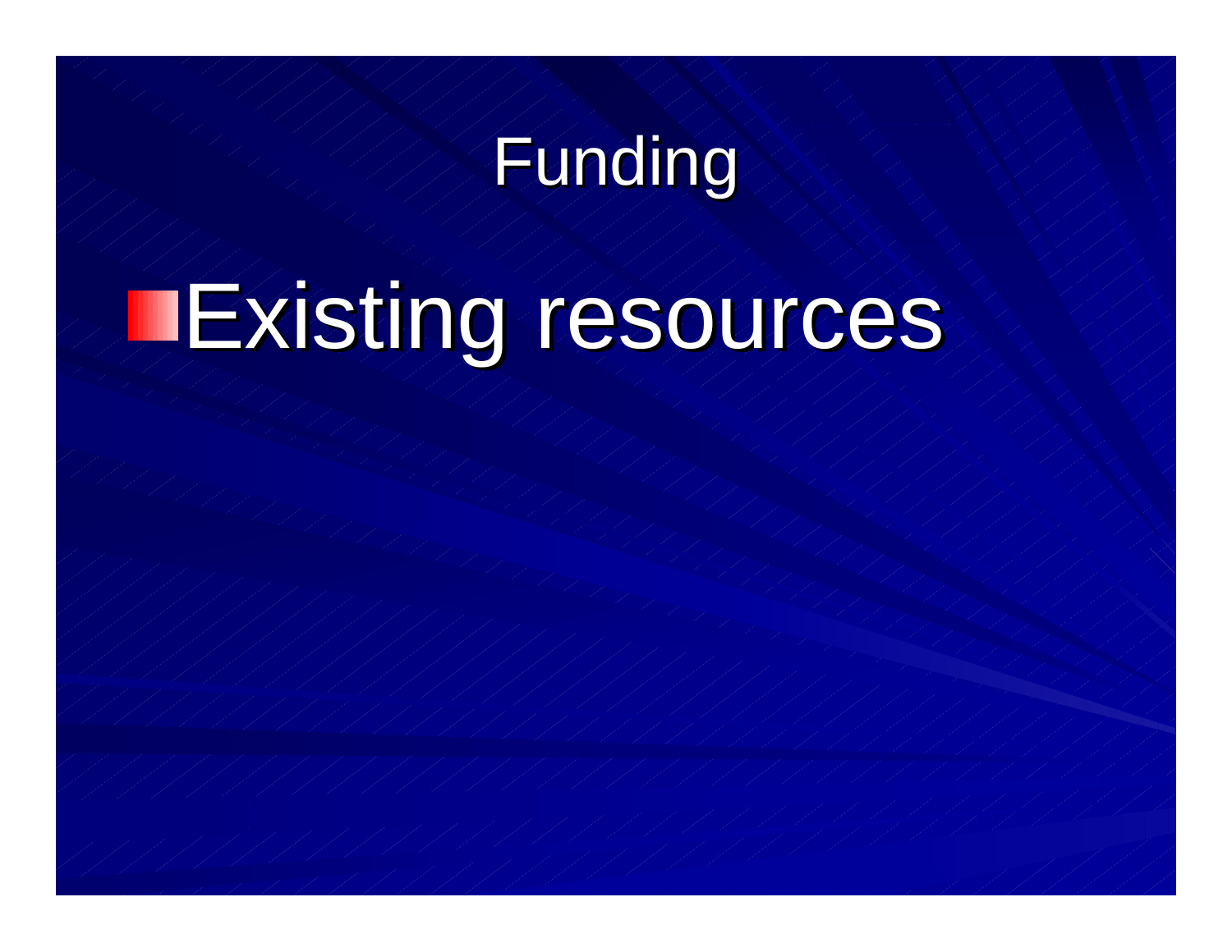# Funding

- Existing resources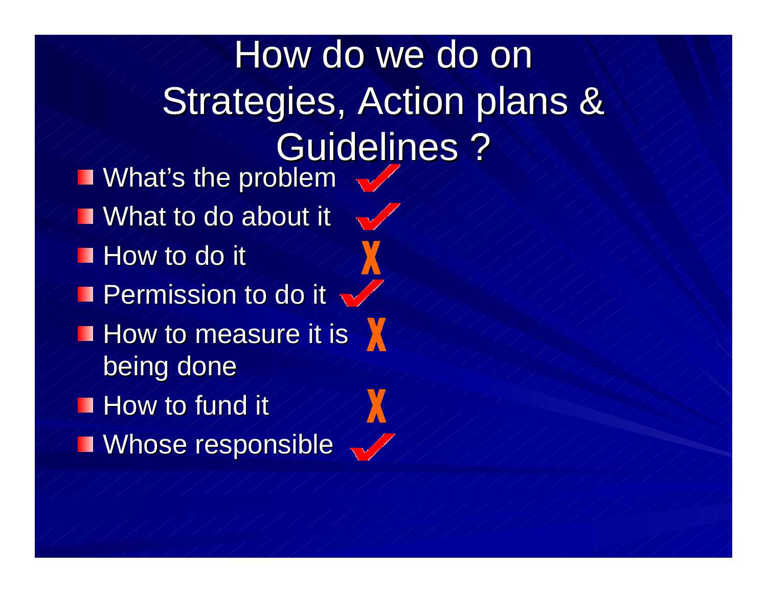# How do we do on Strategies, Action plans & Guidelines ?

- What's the problem ✓
- What to do about it ✓
- How to do it X
- Permission to do it ✓
- How to measure it is being done X
- How to fund it X
- Whose responsible ✓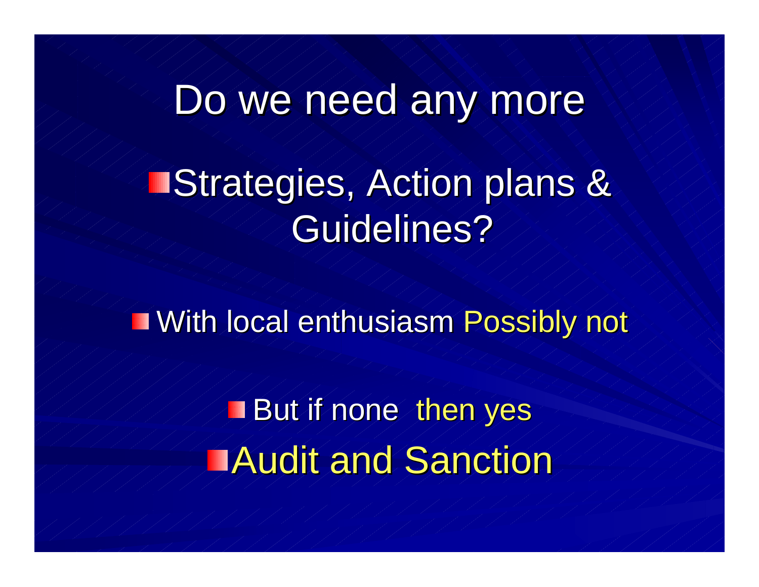# Do we need any more

- Strategies, Action plans & Guidelines?

  - With local enthusiasm Possibly not

    - But if none then yes

- Audit and Sanction